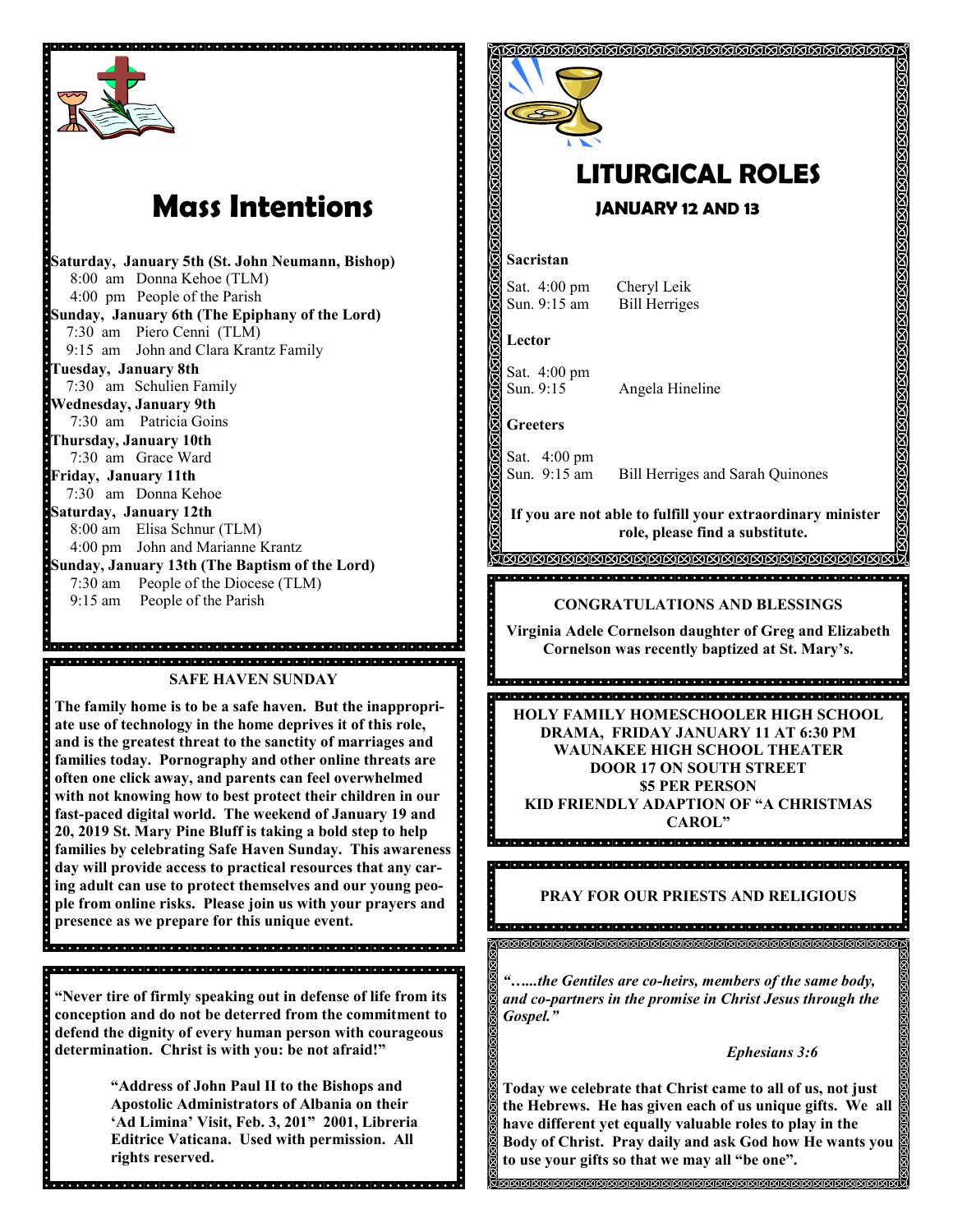# Mass Intentions

**Saturday, January 5th (St. John Neumann, Bishop)**
8:00 am Donna Kehoe (TLM)
4:00 pm People of the Parish

**Sunday, January 6th (The Epiphany of the Lord)**
7:30 am Piero Cenni (TLM)
9:15 am John and Clara Krantz Family

**Tuesday, January 8th**
7:30 am Schulien Family

**Wednesday, January 9th**
7:30 am Patricia Goins

**Thursday, January 10th**
7:30 am Grace Ward

**Friday, January 11th**
7:30 am Donna Kehoe

**Saturday, January 12th**
8:00 am Elisa Schnur (TLM)
4:00 pm John and Marianne Krantz

**Sunday, January 13th (The Baptism of the Lord)**
7:30 am People of the Diocese (TLM)
9:15 am People of the Parish

## SAFE HAVEN SUNDAY

**The family home is to be a safe haven. But the inappropriate use of technology in the home deprives it of this role, and is the greatest threat to the sanctity of marriages and families today. Pornography and other online threats are often one click away, and parents can feel overwhelmed with not knowing how to best protect their children in our fast-paced digital world. The weekend of January 19 and 20, 2019 St. Mary Pine Bluff is taking a bold step to help families by celebrating Safe Haven Sunday. This awareness day will provide access to practical resources that any caring adult can use to protect themselves and our young people from online risks. Please join us with your prayers and presence as we prepare for this unique event.**

**"Never tire of firmly speaking out in defense of life from its conception and do not be deterred from the commitment to defend the dignity of every human person with courageous determination. Christ is with you: be not afraid!"**

**"Address of John Paul II to the Bishops and Apostolic Administrators of Albania on their 'Ad Limina' Visit, Feb. 3, 201" 2001, Libreria Editrice Vaticana. Used with permission. All rights reserved.**

# LITURGICAL ROLES

## JANUARY 12 AND 13

**Sacristan**

Sat. 4:00 pm Cheryl Leik
Sun. 9:15 am Bill Herriges

**Lector**

Sat. 4:00 pm
Sun. 9:15 Angela Hineline

**Greeters**

Sat. 4:00 pm
Sun. 9:15 am Bill Herriges and Sarah Quinones

**If you are not able to fulfill your extraordinary minister role, please find a substitute.**

## CONGRATULATIONS AND BLESSINGS

**Virginia Adele Cornelson daughter of Greg and Elizabeth Cornelson was recently baptized at St. Mary's.**

**HOLY FAMILY HOMESCHOOLER HIGH SCHOOL DRAMA, FRIDAY JANUARY 11 AT 6:30 PM**
**WAUNAKEE HIGH SCHOOL THEATER**
**DOOR 17 ON SOUTH STREET**
**$5 PER PERSON**
**KID FRIENDLY ADAPTION OF "A CHRISTMAS CAROL"**

## PRAY FOR OUR PRIESTS AND RELIGIOUS

***"…...the Gentiles are co-heirs, members of the same body, and co-partners in the promise in Christ Jesus through the Gospel."***

***Ephesians 3:6***

**Today we celebrate that Christ came to all of us, not just the Hebrews. He has given each of us unique gifts. We all have different yet equally valuable roles to play in the Body of Christ. Pray daily and ask God how He wants you to use your gifts so that we may all "be one".**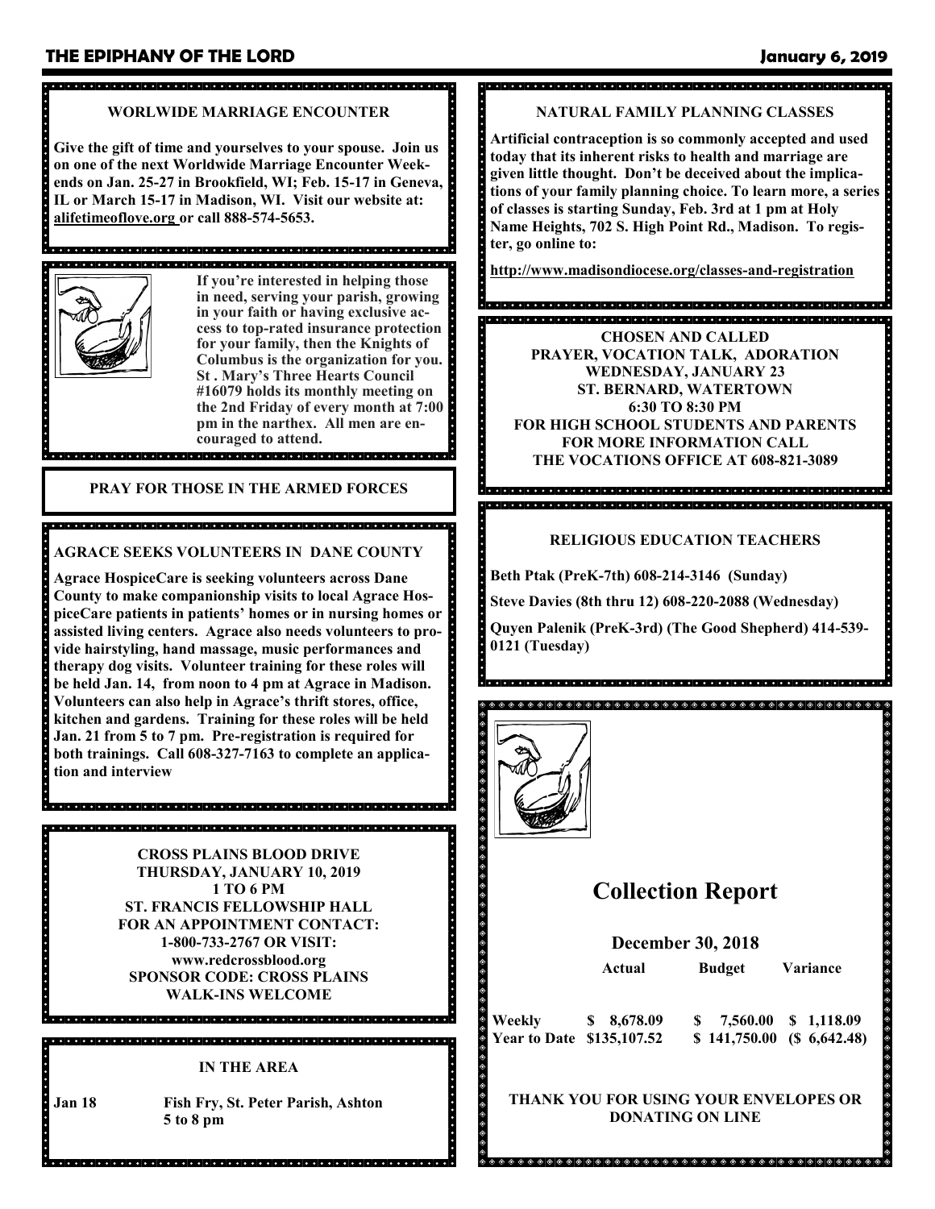### WORLWIDE MARRIAGE ENCOUNTER

**Give the gift of time and yourselves to your spouse. Join us on one of the next Worldwide Marriage Encounter Weekends on Jan. 25-27 in Brookfield, WI; Feb. 15-17 in Geneva, IL or March 15-17 in Madison, WI. Visit our website at: alifetimeoflove.org or call 888-574-5653.**

**If you're interested in helping those in need, serving your parish, growing in your faith or having exclusive access to top-rated insurance protection for your family, then the Knights of Columbus is the organization for you. St . Mary's Three Hearts Council #16079 holds its monthly meeting on the 2nd Friday of every month at 7:00 pm in the narthex. All men are encouraged to attend.**

### PRAY FOR THOSE IN THE ARMED FORCES

### AGRACE SEEKS VOLUNTEERS IN DANE COUNTY

**Agrace HospiceCare is seeking volunteers across Dane County to make companionship visits to local Agrace HospiceCare patients in patients' homes or in nursing homes or assisted living centers. Agrace also needs volunteers to provide hairstyling, hand massage, music performances and therapy dog visits. Volunteer training for these roles will be held Jan. 14, from noon to 4 pm at Agrace in Madison. Volunteers can also help in Agrace's thrift stores, office, kitchen and gardens. Training for these roles will be held Jan. 21 from 5 to 7 pm. Pre-registration is required for both trainings. Call 608-327-7163 to complete an application and interview**

**CROSS PLAINS BLOOD DRIVE**
**THURSDAY, JANUARY 10, 2019**
**1 TO 6 PM**
**ST. FRANCIS FELLOWSHIP HALL**
**FOR AN APPOINTMENT CONTACT:**
**1-800-733-2767 OR VISIT:**
**www.redcrossblood.org**
**SPONSOR CODE: CROSS PLAINS**
**WALK-INS WELCOME**

### IN THE AREA

**Jan 18** — **Fish Fry, St. Peter Parish, Ashton 5 to 8 pm**

### NATURAL FAMILY PLANNING CLASSES

**Artificial contraception is so commonly accepted and used today that its inherent risks to health and marriage are given little thought. Don't be deceived about the implications of your family planning choice. To learn more, a series of classes is starting Sunday, Feb. 3rd at 1 pm at Holy Name Heights, 702 S. High Point Rd., Madison. To register, go online to:**

**http://www.madisondiocese.org/classes-and-registration**

**CHOSEN AND CALLED**
**PRAYER, VOCATION TALK, ADORATION**
**WEDNESDAY, JANUARY 23**
**ST. BERNARD, WATERTOWN**
**6:30 TO 8:30 PM**
**FOR HIGH SCHOOL STUDENTS AND PARENTS**
**FOR MORE INFORMATION CALL**
**THE VOCATIONS OFFICE AT 608-821-3089**

### RELIGIOUS EDUCATION TEACHERS

**Beth Ptak (PreK-7th) 608-214-3146 (Sunday)**

**Steve Davies (8th thru 12) 608-220-2088 (Wednesday)**

**Quyen Palenik (PreK-3rd) (The Good Shepherd) 414-539-0121 (Tuesday)**

## Collection Report

**December 30, 2018**

| | Actual | Budget | Variance |
|---|---|---|---|
| Weekly | $ 8,678.09 | $ 7,560.00 | $ 1,118.09 |
| Year to Date | $135,107.52 | $ 141,750.00 | ($ 6,642.48) |

**THANK YOU FOR USING YOUR ENVELOPES OR DONATING ON LINE**